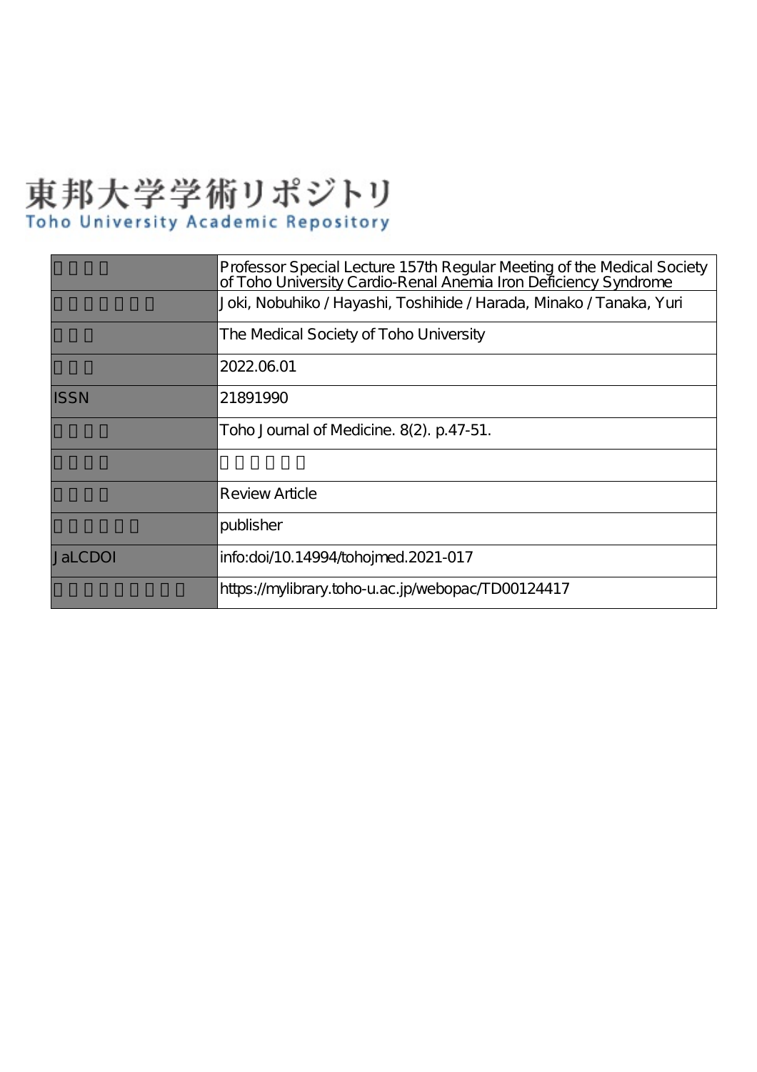東邦大学学術リポジトリ
Toho University Academic Repository

| | |
|---|---|
| □□□□ | Professor Special Lecture 157th Regular Meeting of the Medical Society of Toho University Cardio-Renal Anemia Iron Deficiency Syndrome |
| □□□□□□□□ | Joki, Nobuhiko / Hayashi, Toshihide / Harada, Minako / Tanaka, Yuri |
| □□□ | The Medical Society of Toho University |
| □□□ | 2022.06.01 |
| ISSN | 21891990 |
| □□□□ | Toho Journal of Medicine. 8(2). p.47-51. |
| □□□□ | □□□□□□ |
| □□□□ | Review Article |
| □□□□□□□ | publisher |
| JaLCDOI | info:doi/10.14994/tohojmed.2021-017 |
| □□□□□□□□□□ | https://mylibrary.toho-u.ac.jp/webopac/TD00124417 |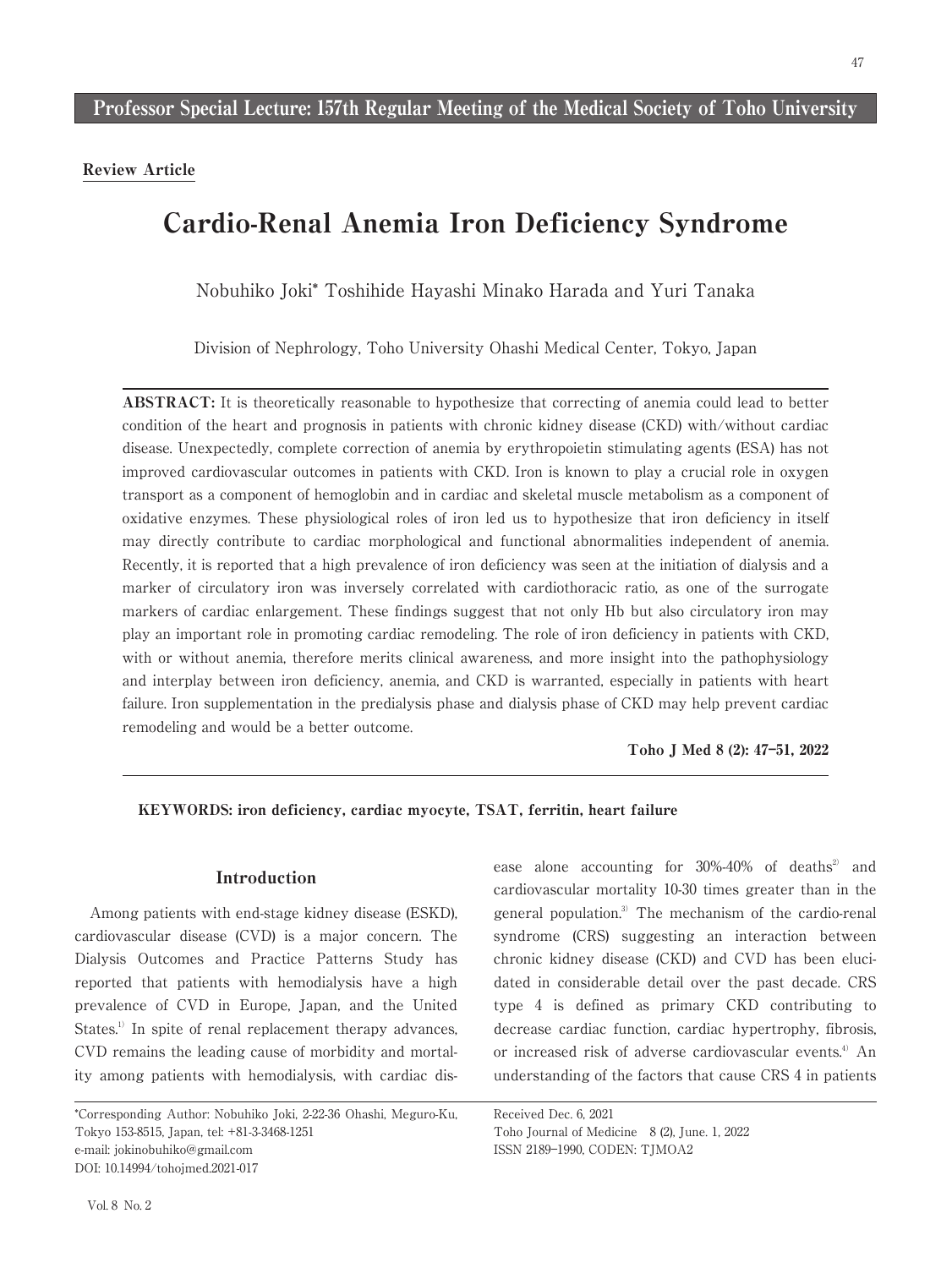Professor Special Lecture: 157th Regular Meeting of the Medical Society of Toho University

**Review Article**

# Cardio-Renal Anemia Iron Deficiency Syndrome

Nobuhiko Joki* Toshihide Hayashi Minako Harada and Yuri Tanaka

Division of Nephrology, Toho University Ohashi Medical Center, Tokyo, Japan

**ABSTRACT:** It is theoretically reasonable to hypothesize that correcting of anemia could lead to better condition of the heart and prognosis in patients with chronic kidney disease (CKD) with/without cardiac disease. Unexpectedly, complete correction of anemia by erythropoietin stimulating agents (ESA) has not improved cardiovascular outcomes in patients with CKD. Iron is known to play a crucial role in oxygen transport as a component of hemoglobin and in cardiac and skeletal muscle metabolism as a component of oxidative enzymes. These physiological roles of iron led us to hypothesize that iron deficiency in itself may directly contribute to cardiac morphological and functional abnormalities independent of anemia. Recently, it is reported that a high prevalence of iron deficiency was seen at the initiation of dialysis and a marker of circulatory iron was inversely correlated with cardiothoracic ratio, as one of the surrogate markers of cardiac enlargement. These findings suggest that not only Hb but also circulatory iron may play an important role in promoting cardiac remodeling. The role of iron deficiency in patients with CKD, with or without anemia, therefore merits clinical awareness, and more insight into the pathophysiology and interplay between iron deficiency, anemia, and CKD is warranted, especially in patients with heart failure. Iron supplementation in the predialysis phase and dialysis phase of CKD may help prevent cardiac remodeling and would be a better outcome.

**Toho J Med 8 (2): 47–51, 2022**

**KEYWORDS: iron deficiency, cardiac myocyte, TSAT, ferritin, heart failure**

## Introduction

Among patients with end-stage kidney disease (ESKD), cardiovascular disease (CVD) is a major concern. The Dialysis Outcomes and Practice Patterns Study has reported that patients with hemodialysis have a high prevalence of CVD in Europe, Japan, and the United States.[1] In spite of renal replacement therapy advances, CVD remains the leading cause of morbidity and mortality among patients with hemodialysis, with cardiac disease alone accounting for 30%-40% of deaths[2] and cardiovascular mortality 10-30 times greater than in the general population.[3] The mechanism of the cardio-renal syndrome (CRS) suggesting an interaction between chronic kidney disease (CKD) and CVD has been elucidated in considerable detail over the past decade. CRS type 4 is defined as primary CKD contributing to decrease cardiac function, cardiac hypertrophy, fibrosis, or increased risk of adverse cardiovascular events.[4] An understanding of the factors that cause CRS 4 in patients

*Corresponding Author: Nobuhiko Joki, 2-22-36 Ohashi, Meguro-Ku, Tokyo 153-8515, Japan, tel: +81-3-3468-1251
e-mail: jokinobuhiko@gmail.com
DOI: 10.14994/tohojmed.2021-017

Received Dec. 6, 2021
Toho Journal of Medicine 8 (2), June. 1, 2022
ISSN 2189–1990, CODEN: TJMOA2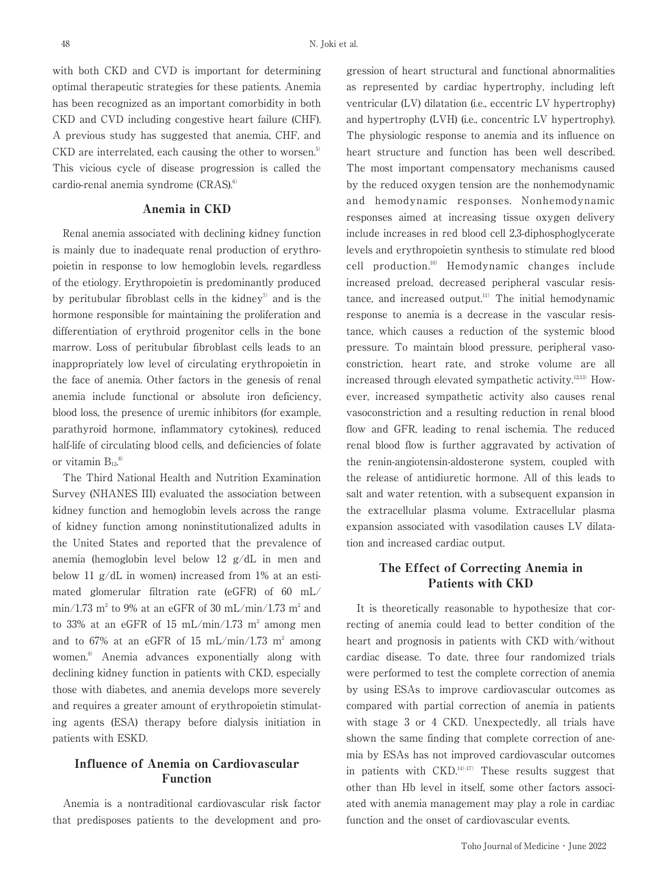with both CKD and CVD is important for determining optimal therapeutic strategies for these patients. Anemia has been recognized as an important comorbidity in both CKD and CVD including congestive heart failure (CHF). A previous study has suggested that anemia, CHF, and CKD are interrelated, each causing the other to worsen.[5] This vicious cycle of disease progression is called the cardio-renal anemia syndrome (CRAS).[6]

## Anemia in CKD

Renal anemia associated with declining kidney function is mainly due to inadequate renal production of erythropoietin in response to low hemoglobin levels, regardless of the etiology. Erythropoietin is predominantly produced by peritubular fibroblast cells in the kidney[7] and is the hormone responsible for maintaining the proliferation and differentiation of erythroid progenitor cells in the bone marrow. Loss of peritubular fibroblast cells leads to an inappropriately low level of circulating erythropoietin in the face of anemia. Other factors in the genesis of renal anemia include functional or absolute iron deficiency, blood loss, the presence of uremic inhibitors (for example, parathyroid hormone, inflammatory cytokines), reduced half-life of circulating blood cells, and deficiencies of folate or vitamin $B_{12}$.[8]

The Third National Health and Nutrition Examination Survey (NHANES III) evaluated the association between kidney function and hemoglobin levels across the range of kidney function among noninstitutionalized adults in the United States and reported that the prevalence of anemia (hemoglobin level below 12 g/dL in men and below 11 g/dL in women) increased from 1% at an estimated glomerular filtration rate (eGFR) of 60 mL/min/1.73 $m^2$ to 9% at an eGFR of 30 mL/min/1.73 $m^2$ and to 33% at an eGFR of 15 mL/min/1.73 $m^2$ among men and to 67% at an eGFR of 15 mL/min/1.73 $m^2$ among women.[9] Anemia advances exponentially along with declining kidney function in patients with CKD, especially those with diabetes, and anemia develops more severely and requires a greater amount of erythropoietin stimulating agents (ESA) therapy before dialysis initiation in patients with ESKD.

## Influence of Anemia on Cardiovascular Function

Anemia is a nontraditional cardiovascular risk factor that predisposes patients to the development and progression of heart structural and functional abnormalities as represented by cardiac hypertrophy, including left ventricular (LV) dilatation (i.e., eccentric LV hypertrophy) and hypertrophy (LVH) (i.e., concentric LV hypertrophy). The physiologic response to anemia and its influence on heart structure and function has been well described. The most important compensatory mechanisms caused by the reduced oxygen tension are the nonhemodynamic and hemodynamic responses. Nonhemodynamic responses aimed at increasing tissue oxygen delivery include increases in red blood cell 2,3-diphosphoglycerate levels and erythropoietin synthesis to stimulate red blood cell production.[10] Hemodynamic changes include increased preload, decreased peripheral vascular resistance, and increased output.[11] The initial hemodynamic response to anemia is a decrease in the vascular resistance, which causes a reduction of the systemic blood pressure. To maintain blood pressure, peripheral vasoconstriction, heart rate, and stroke volume are all increased through elevated sympathetic activity.[12,13] However, increased sympathetic activity also causes renal vasoconstriction and a resulting reduction in renal blood flow and GFR, leading to renal ischemia. The reduced renal blood flow is further aggravated by activation of the renin-angiotensin-aldosterone system, coupled with the release of antidiuretic hormone. All of this leads to salt and water retention, with a subsequent expansion in the extracellular plasma volume. Extracellular plasma expansion associated with vasodilation causes LV dilatation and increased cardiac output.

## The Effect of Correcting Anemia in Patients with CKD

It is theoretically reasonable to hypothesize that correcting of anemia could lead to better condition of the heart and prognosis in patients with CKD with/without cardiac disease. To date, three four randomized trials were performed to test the complete correction of anemia by using ESAs to improve cardiovascular outcomes as compared with partial correction of anemia in patients with stage 3 or 4 CKD. Unexpectedly, all trials have shown the same finding that complete correction of anemia by ESAs has not improved cardiovascular outcomes in patients with CKD.[14)-17] These results suggest that other than Hb level in itself, some other factors associated with anemia management may play a role in cardiac function and the onset of cardiovascular events.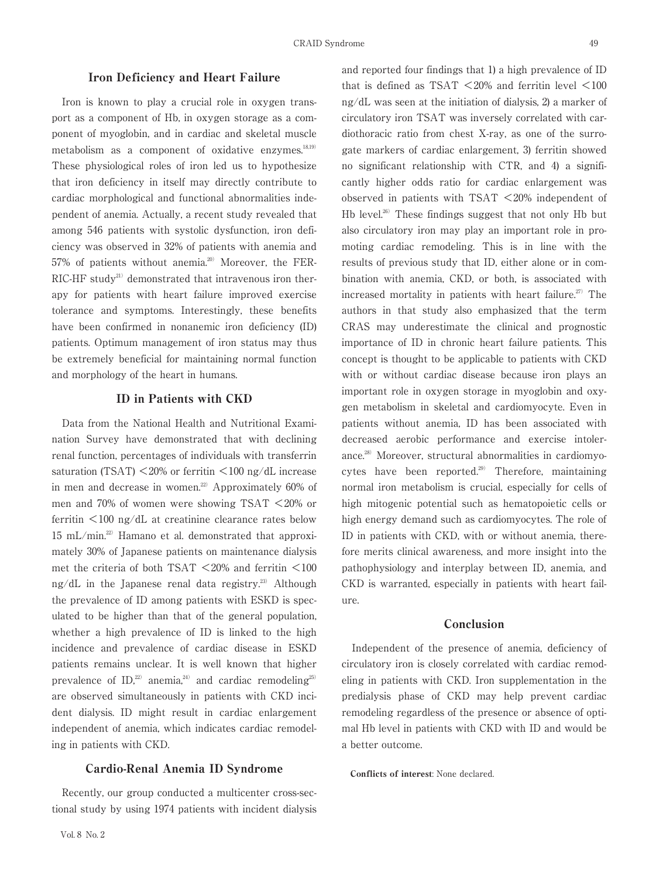## Iron Deficiency and Heart Failure

Iron is known to play a crucial role in oxygen transport as a component of Hb, in oxygen storage as a component of myoglobin, and in cardiac and skeletal muscle metabolism as a component of oxidative enzymes.[18,19] These physiological roles of iron led us to hypothesize that iron deficiency in itself may directly contribute to cardiac morphological and functional abnormalities independent of anemia. Actually, a recent study revealed that among 546 patients with systolic dysfunction, iron deficiency was observed in 32% of patients with anemia and 57% of patients without anemia.[20] Moreover, the FERRIC-HF study[21] demonstrated that intravenous iron therapy for patients with heart failure improved exercise tolerance and symptoms. Interestingly, these benefits have been confirmed in nonanemic iron deficiency (ID) patients. Optimum management of iron status may thus be extremely beneficial for maintaining normal function and morphology of the heart in humans.

## ID in Patients with CKD

Data from the National Health and Nutritional Examination Survey have demonstrated that with declining renal function, percentages of individuals with transferrin saturation (TSAT) <20% or ferritin <100 ng/dL increase in men and decrease in women.[22] Approximately 60% of men and 70% of women were showing TSAT <20% or ferritin <100 ng/dL at creatinine clearance rates below 15 mL/min.[22] Hamano et al. demonstrated that approximately 30% of Japanese patients on maintenance dialysis met the criteria of both TSAT <20% and ferritin <100 ng/dL in the Japanese renal data registry.[23] Although the prevalence of ID among patients with ESKD is speculated to be higher than that of the general population, whether a high prevalence of ID is linked to the high incidence and prevalence of cardiac disease in ESKD patients remains unclear. It is well known that higher prevalence of ID,[22] anemia,[24] and cardiac remodeling[25] are observed simultaneously in patients with CKD incident dialysis. ID might result in cardiac enlargement independent of anemia, which indicates cardiac remodeling in patients with CKD.

## Cardio-Renal Anemia ID Syndrome

Recently, our group conducted a multicenter cross-sectional study by using 1974 patients with incident dialysis and reported four findings that 1) a high prevalence of ID that is defined as TSAT <20% and ferritin level <100 ng/dL was seen at the initiation of dialysis, 2) a marker of circulatory iron TSAT was inversely correlated with cardiothoracic ratio from chest X-ray, as one of the surrogate markers of cardiac enlargement, 3) ferritin showed no significant relationship with CTR, and 4) a significantly higher odds ratio for cardiac enlargement was observed in patients with TSAT <20% independent of Hb level.[26] These findings suggest that not only Hb but also circulatory iron may play an important role in promoting cardiac remodeling. This is in line with the results of previous study that ID, either alone or in combination with anemia, CKD, or both, is associated with increased mortality in patients with heart failure.[27] The authors in that study also emphasized that the term CRAS may underestimate the clinical and prognostic importance of ID in chronic heart failure patients. This concept is thought to be applicable to patients with CKD with or without cardiac disease because iron plays an important role in oxygen storage in myoglobin and oxygen metabolism in skeletal and cardiomyocyte. Even in patients without anemia, ID has been associated with decreased aerobic performance and exercise intolerance.[28] Moreover, structural abnormalities in cardiomyocytes have been reported.[29] Therefore, maintaining normal iron metabolism is crucial, especially for cells of high mitogenic potential such as hematopoietic cells or high energy demand such as cardiomyocytes. The role of ID in patients with CKD, with or without anemia, therefore merits clinical awareness, and more insight into the pathophysiology and interplay between ID, anemia, and CKD is warranted, especially in patients with heart failure.

## Conclusion

Independent of the presence of anemia, deficiency of circulatory iron is closely correlated with cardiac remodeling in patients with CKD. Iron supplementation in the predialysis phase of CKD may help prevent cardiac remodeling regardless of the presence or absence of optimal Hb level in patients with CKD with ID and would be a better outcome.

**Conflicts of interest**: None declared.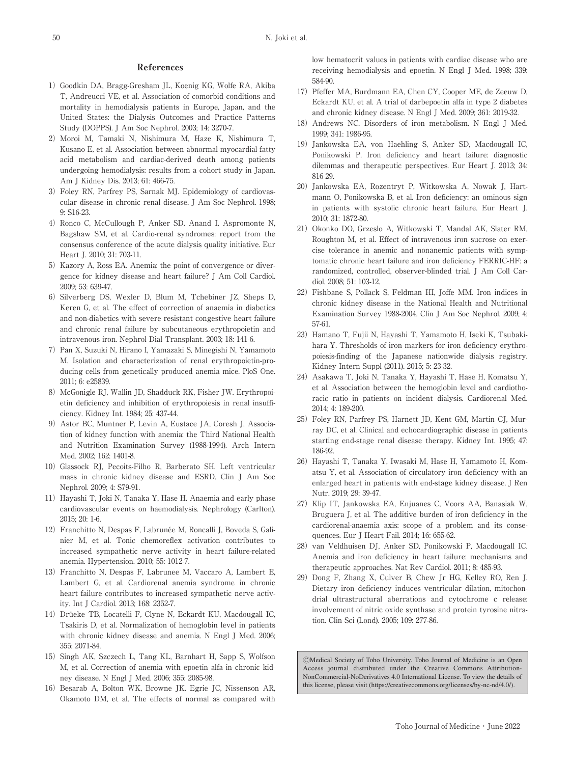## References

1) Goodkin DA, Bragg-Gresham JL, Koenig KG, Wolfe RA, Akiba T, Andreucci VE, et al. Association of comorbid conditions and mortality in hemodialysis patients in Europe, Japan, and the United States: the Dialysis Outcomes and Practice Patterns Study (DOPPS). J Am Soc Nephrol. 2003; 14: 3270-7.
2) Moroi M, Tamaki N, Nishimura M, Haze K, Nishimura T, Kusano E, et al. Association between abnormal myocardial fatty acid metabolism and cardiac-derived death among patients undergoing hemodialysis: results from a cohort study in Japan. Am J Kidney Dis. 2013; 61: 466-75.
3) Foley RN, Parfrey PS, Sarnak MJ. Epidemiology of cardiovascular disease in chronic renal disease. J Am Soc Nephrol. 1998; 9: S16-23.
4) Ronco C, McCullough P, Anker SD, Anand I, Aspromonte N, Bagshaw SM, et al. Cardio-renal syndromes: report from the consensus conference of the acute dialysis quality initiative. Eur Heart J. 2010; 31: 703-11.
5) Kazory A, Ross EA. Anemia: the point of convergence or divergence for kidney disease and heart failure? J Am Coll Cardiol. 2009; 53: 639-47.
6) Silverberg DS, Wexler D, Blum M, Tchebiner JZ, Sheps D, Keren G, et al. The effect of correction of anaemia in diabetics and non-diabetics with severe resistant congestive heart failure and chronic renal failure by subcutaneous erythropoietin and intravenous iron. Nephrol Dial Transplant. 2003; 18: 141-6.
7) Pan X, Suzuki N, Hirano I, Yamazaki S, Minegishi N, Yamamoto M. Isolation and characterization of renal erythropoietin-producing cells from genetically produced anemia mice. PloS One. 2011; 6: e25839.
8) McGonigle RJ, Wallin JD, Shadduck RK, Fisher JW. Erythropoietin deficiency and inhibition of erythropoiesis in renal insufficiency. Kidney Int. 1984; 25: 437-44.
9) Astor BC, Muntner P, Levin A, Eustace JA, Coresh J. Association of kidney function with anemia: the Third National Health and Nutrition Examination Survey (1988-1994). Arch Intern Med. 2002; 162: 1401-8.
10) Glassock RJ, Pecoits-Filho R, Barberato SH. Left ventricular mass in chronic kidney disease and ESRD. Clin J Am Soc Nephrol. 2009; 4: S79-91.
11) Hayashi T, Joki N, Tanaka Y, Hase H. Anaemia and early phase cardiovascular events on haemodialysis. Nephrology (Carlton). 2015; 20: 1-6.
12) Franchitto N, Despas F, Labrunée M, Roncalli J, Boveda S, Galinier M, et al. Tonic chemoreflex activation contributes to increased sympathetic nerve activity in heart failure-related anemia. Hypertension. 2010; 55: 1012-7.
13) Franchitto N, Despas F, Labrunee M, Vaccaro A, Lambert E, Lambert G, et al. Cardiorenal anemia syndrome in chronic heart failure contributes to increased sympathetic nerve activity. Int J Cardiol. 2013; 168: 2352-7.
14) Drüeke TB, Locatelli F, Clyne N, Eckardt KU, Macdougall IC, Tsakiris D, et al. Normalization of hemoglobin level in patients with chronic kidney disease and anemia. N Engl J Med. 2006; 355: 2071-84.
15) Singh AK, Szczech L, Tang KL, Barnhart H, Sapp S, Wolfson M, et al. Correction of anemia with epoetin alfa in chronic kidney disease. N Engl J Med. 2006; 355: 2085-98.
16) Besarab A, Bolton WK, Browne JK, Egrie JC, Nissenson AR, Okamoto DM, et al. The effects of normal as compared with low hematocrit values in patients with cardiac disease who are receiving hemodialysis and epoetin. N Engl J Med. 1998; 339: 584-90.
17) Pfeffer MA, Burdmann EA, Chen CY, Cooper ME, de Zeeuw D, Eckardt KU, et al. A trial of darbepoetin alfa in type 2 diabetes and chronic kidney disease. N Engl J Med. 2009; 361: 2019-32.
18) Andrews NC. Disorders of iron metabolism. N Engl J Med. 1999; 341: 1986-95.
19) Jankowska EA, von Haehling S, Anker SD, Macdougall IC, Ponikowski P. Iron deficiency and heart failure: diagnostic dilemmas and therapeutic perspectives. Eur Heart J. 2013; 34: 816-29.
20) Jankowska EA, Rozentryt P, Witkowska A, Nowak J, Hartmann O, Ponikowska B, et al. Iron deficiency: an ominous sign in patients with systolic chronic heart failure. Eur Heart J. 2010; 31: 1872-80.
21) Okonko DO, Grzeslo A, Witkowski T, Mandal AK, Slater RM, Roughton M, et al. Effect of intravenous iron sucrose on exercise tolerance in anemic and nonanemic patients with symptomatic chronic heart failure and iron deficiency FERRIC-HF: a randomized, controlled, observer-blinded trial. J Am Coll Cardiol. 2008; 51: 103-12.
22) Fishbane S, Pollack S, Feldman HI, Joffe MM. Iron indices in chronic kidney disease in the National Health and Nutritional Examination Survey 1988-2004. Clin J Am Soc Nephrol. 2009; 4: 57-61.
23) Hamano T, Fujii N, Hayashi T, Yamamoto H, Iseki K, Tsubakihara Y. Thresholds of iron markers for iron deficiency erythropoiesis-finding of the Japanese nationwide dialysis registry. Kidney Intern Suppl (2011). 2015; 5: 23-32.
24) Asakawa T, Joki N, Tanaka Y, Hayashi T, Hase H, Komatsu Y, et al. Association between the hemoglobin level and cardiothoracic ratio in patients on incident dialysis. Cardiorenal Med. 2014; 4: 189-200.
25) Foley RN, Parfrey PS, Harnett JD, Kent GM, Martin CJ, Murray DC, et al. Clinical and echocardiographic disease in patients starting end-stage renal disease therapy. Kidney Int. 1995; 47: 186-92.
26) Hayashi T, Tanaka Y, Iwasaki M, Hase H, Yamamoto H, Komatsu Y, et al. Association of circulatory iron deficiency with an enlarged heart in patients with end-stage kidney disease. J Ren Nutr. 2019; 29: 39-47.
27) Klip IT, Jankowska EA, Enjuanes C, Voors AA, Banasiak W, Bruguera J, et al. The additive burden of iron deficiency in the cardiorenal-anaemia axis: scope of a problem and its consequences. Eur J Heart Fail. 2014; 16: 655-62.
28) van Veldhuisen DJ, Anker SD, Ponikowski P, Macdougall IC. Anemia and iron deficiency in heart failure: mechanisms and therapeutic approaches. Nat Rev Cardiol. 2011; 8: 485-93.
29) Dong F, Zhang X, Culver B, Chew Jr HG, Kelley RO, Ren J. Dietary iron deficiency induces ventricular dilation, mitochondrial ultrastructural aberrations and cytochrome c release: involvement of nitric oxide synthase and protein tyrosine nitration. Clin Sci (Lond). 2005; 109: 277-86.

©Medical Society of Toho University. Toho Journal of Medicine is an Open Access journal distributed under the Creative Commons Attribution-NonCommercial-NoDerivatives 4.0 International License. To view the details of this license, please visit (https://creativecommons.org/licenses/by-nc-nd/4.0/).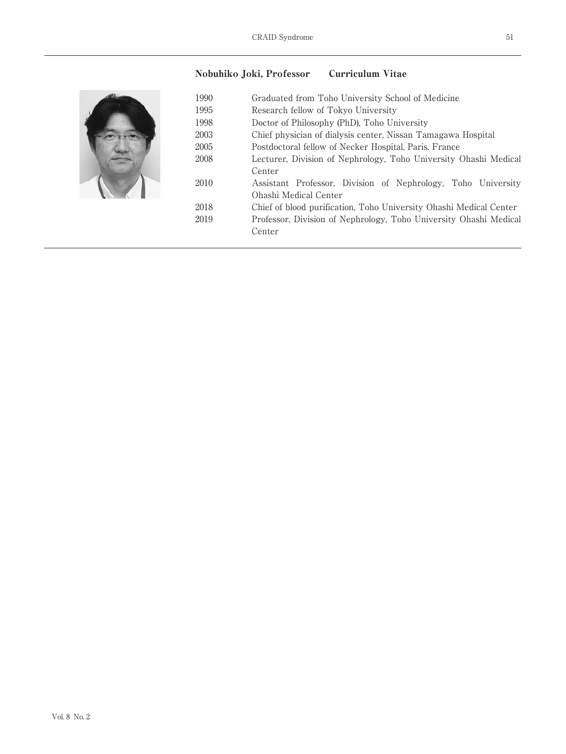## Nobuhiko Joki, Professor　　Curriculum Vitae

| | |
|---|---|
| 1990 | Graduated from Toho University School of Medicine |
| 1995 | Research fellow of Tokyo University |
| 1998 | Doctor of Philosophy (PhD), Toho University |
| 2003 | Chief physician of dialysis center, Nissan Tamagawa Hospital |
| 2005 | Postdoctoral fellow of Necker Hospital, Paris, France |
| 2008 | Lecturer, Division of Nephrology, Toho University Ohashi Medical Center |
| 2010 | Assistant Professor, Division of Nephrology, Toho University Ohashi Medical Center |
| 2018 | Chief of blood purification, Toho University Ohashi Medical Center |
| 2019 | Professor, Division of Nephrology, Toho University Ohashi Medical Center |